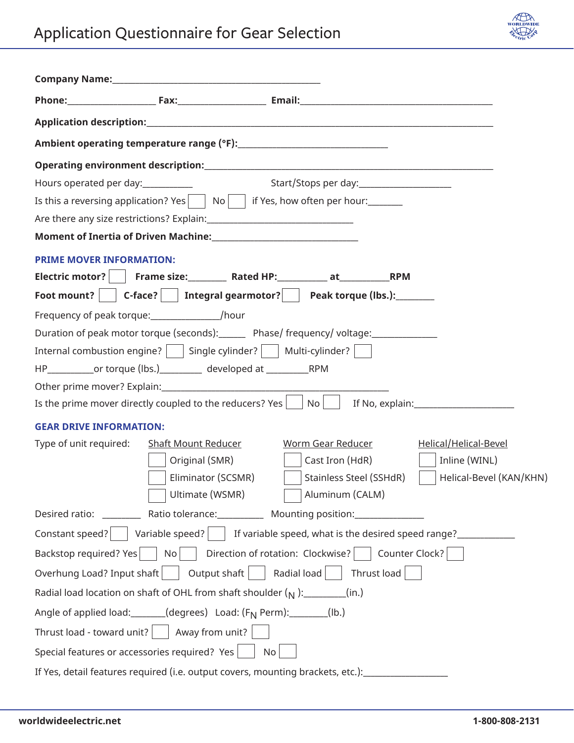# Application Questionnaire for Gear Selection

**Company Name:**_______________________________________________

**Phone:**____________________ **Fax:**____________________ **Email:**_____________________________________________

**Application description:**_____________________________________________________________________________

**Ambient operating temperature range (°F):**__________________________________

**Operating environment description:**_________________________________________________________________

Hours operated per day:___________ Start/Stops per day:_____________________

Is this a reversing application? Yes ☐ No ☐ if Yes, how often per hour:________

Are there any size restrictions? Explain:_________________________________

**Moment of Inertia of Driven Machine:**_________________________________

## PRIME MOVER INFORMATION:

**Electric motor?** ☐ **Frame size:**________ **Rated HP:**___________ **at**___________**RPM**

**Foot mount?** ☐ **C-face?** ☐ **Integral gearmotor?** ☐ **Peak torque (lbs.):**_________

Frequency of peak torque:________________/hour

Duration of peak motor torque (seconds):______ Phase/ frequency/ voltage:_______________

Internal combustion engine? ☐ Single cylinder? ☐ Multi-cylinder? ☐

HP__________or torque (lbs.)_________ developed at _________RPM

Other prime mover? Explain:_____________________________________________________

Is the prime mover directly coupled to the reducers? Yes ☐ No ☐ If No, explain:_______________________

## GEAR DRIVE INFORMATION:

Type of unit required:

| Shaft Mount Reducer | Worm Gear Reducer | Helical/Helical-Bevel |
|---|---|---|
| ☐ Original (SMR) | ☐ Cast Iron (HdR) | ☐ Inline (WINL) |
| ☐ Eliminator (SCSMR) | ☐ Stainless Steel (SSHdR) | ☐ Helical-Bevel (KAN/KHN) |
| ☐ Ultimate (WSMR) | ☐ Aluminum (CALM) | |

Desired ratio: ________ Ratio tolerance:__________ Mounting position:________________

Constant speed? ☐ Variable speed? ☐ If variable speed, what is the desired speed range?_____________

Backstop required? Yes ☐ No ☐ Direction of rotation: Clockwise? ☐ Counter Clock? ☐

Overhung Load? Input shaft ☐ Output shaft ☐ Radial load ☐ Thrust load ☐

Radial load location on shaft of OHL from shaft shoulder ($_N$ ):_________(in.)

Angle of applied load:_______(degrees) Load: ($F_N$ Perm):________(lb.)

Thrust load - toward unit? ☐ Away from unit? ☐

Special features or accessories required? Yes ☐ No ☐

If Yes, detail features required (i.e. output covers, mounting brackets, etc.):___________________

worldwideelectric.net 1-800-808-2131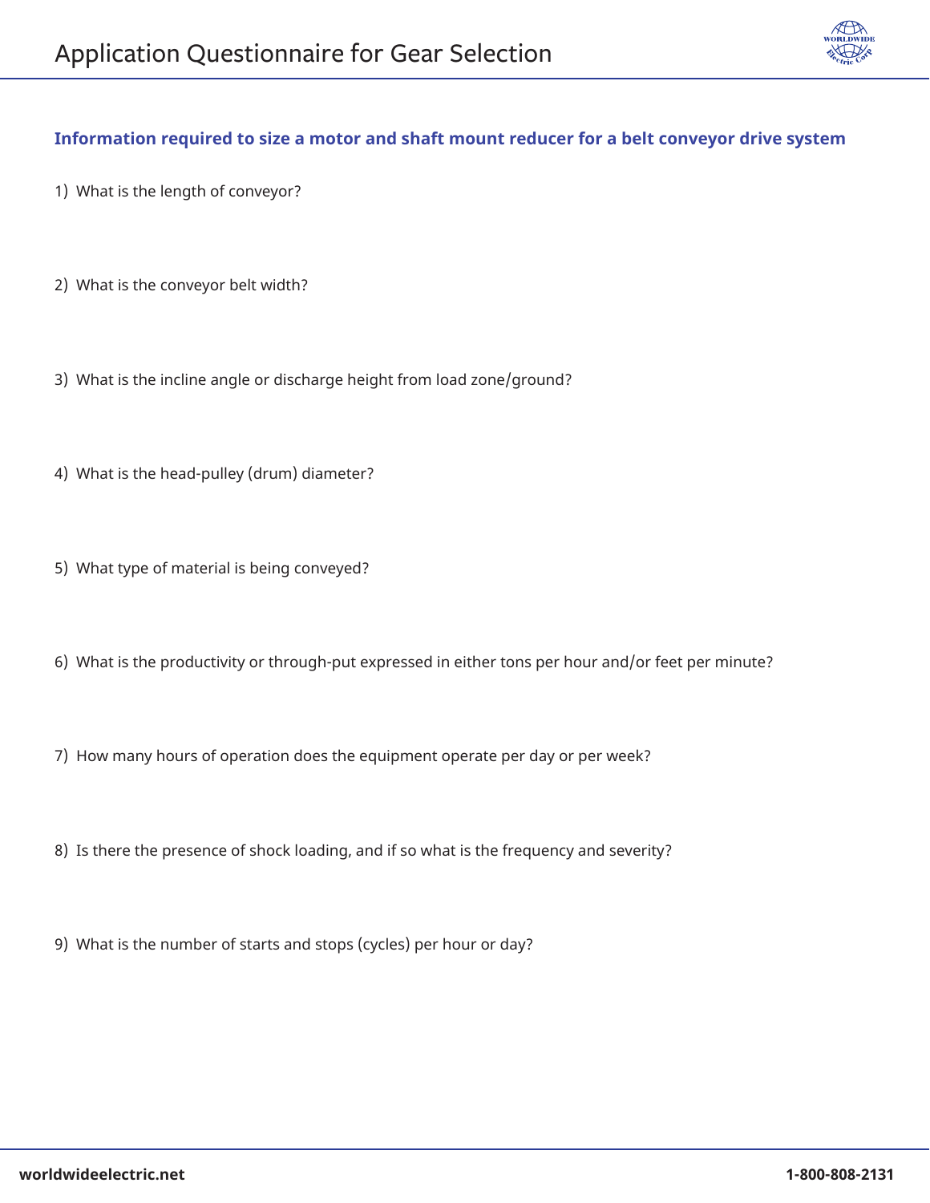# Application Questionnaire for Gear Selection

**Information required to size a motor and shaft mount reducer for a belt conveyor drive system**

1) What is the length of conveyor?

2) What is the conveyor belt width?

3) What is the incline angle or discharge height from load zone/ground?

4) What is the head-pulley (drum) diameter?

5) What type of material is being conveyed?

6) What is the productivity or through-put expressed in either tons per hour and/or feet per minute?

7) How many hours of operation does the equipment operate per day or per week?

8) Is there the presence of shock loading, and if so what is the frequency and severity?

9) What is the number of starts and stops (cycles) per hour or day?